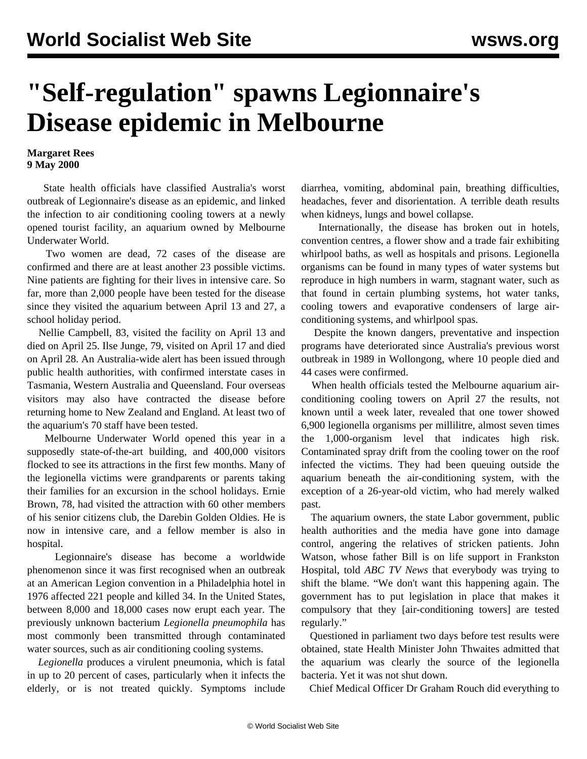# "Self-regulation" spawns Legionnaire's Disease epidemic in Melbourne

**Margaret Rees**
**9 May 2000**

State health officials have classified Australia's worst outbreak of Legionnaire's disease as an epidemic, and linked the infection to air conditioning cooling towers at a newly opened tourist facility, an aquarium owned by Melbourne Underwater World.

Two women are dead, 72 cases of the disease are confirmed and there are at least another 23 possible victims. Nine patients are fighting for their lives in intensive care. So far, more than 2,000 people have been tested for the disease since they visited the aquarium between April 13 and 27, a school holiday period.

Nellie Campbell, 83, visited the facility on April 13 and died on April 25. Ilse Junge, 79, visited on April 17 and died on April 28. An Australia-wide alert has been issued through public health authorities, with confirmed interstate cases in Tasmania, Western Australia and Queensland. Four overseas visitors may also have contracted the disease before returning home to New Zealand and England. At least two of the aquarium's 70 staff have been tested.

Melbourne Underwater World opened this year in a supposedly state-of-the-art building, and 400,000 visitors flocked to see its attractions in the first few months. Many of the legionella victims were grandparents or parents taking their families for an excursion in the school holidays. Ernie Brown, 78, had visited the attraction with 60 other members of his senior citizens club, the Darebin Golden Oldies. He is now in intensive care, and a fellow member is also in hospital.

Legionnaire's disease has become a worldwide phenomenon since it was first recognised when an outbreak at an American Legion convention in a Philadelphia hotel in 1976 affected 221 people and killed 34. In the United States, between 8,000 and 18,000 cases now erupt each year. The previously unknown bacterium *Legionella pneumophila* has most commonly been transmitted through contaminated water sources, such as air conditioning cooling systems.

*Legionella* produces a virulent pneumonia, which is fatal in up to 20 percent of cases, particularly when it infects the elderly, or is not treated quickly. Symptoms include diarrhea, vomiting, abdominal pain, breathing difficulties, headaches, fever and disorientation. A terrible death results when kidneys, lungs and bowel collapse.

Internationally, the disease has broken out in hotels, convention centres, a flower show and a trade fair exhibiting whirlpool baths, as well as hospitals and prisons. Legionella organisms can be found in many types of water systems but reproduce in high numbers in warm, stagnant water, such as that found in certain plumbing systems, hot water tanks, cooling towers and evaporative condensers of large air-conditioning systems, and whirlpool spas.

Despite the known dangers, preventative and inspection programs have deteriorated since Australia's previous worst outbreak in 1989 in Wollongong, where 10 people died and 44 cases were confirmed.

When health officials tested the Melbourne aquarium air-conditioning cooling towers on April 27 the results, not known until a week later, revealed that one tower showed 6,900 legionella organisms per millilitre, almost seven times the 1,000-organism level that indicates high risk. Contaminated spray drift from the cooling tower on the roof infected the victims. They had been queuing outside the aquarium beneath the air-conditioning system, with the exception of a 26-year-old victim, who had merely walked past.

The aquarium owners, the state Labor government, public health authorities and the media have gone into damage control, angering the relatives of stricken patients. John Watson, whose father Bill is on life support in Frankston Hospital, told *ABC TV News* that everybody was trying to shift the blame. "We don't want this happening again. The government has to put legislation in place that makes it compulsory that they [air-conditioning towers] are tested regularly."

Questioned in parliament two days before test results were obtained, state Health Minister John Thwaites admitted that the aquarium was clearly the source of the legionella bacteria. Yet it was not shut down.

Chief Medical Officer Dr Graham Rouch did everything to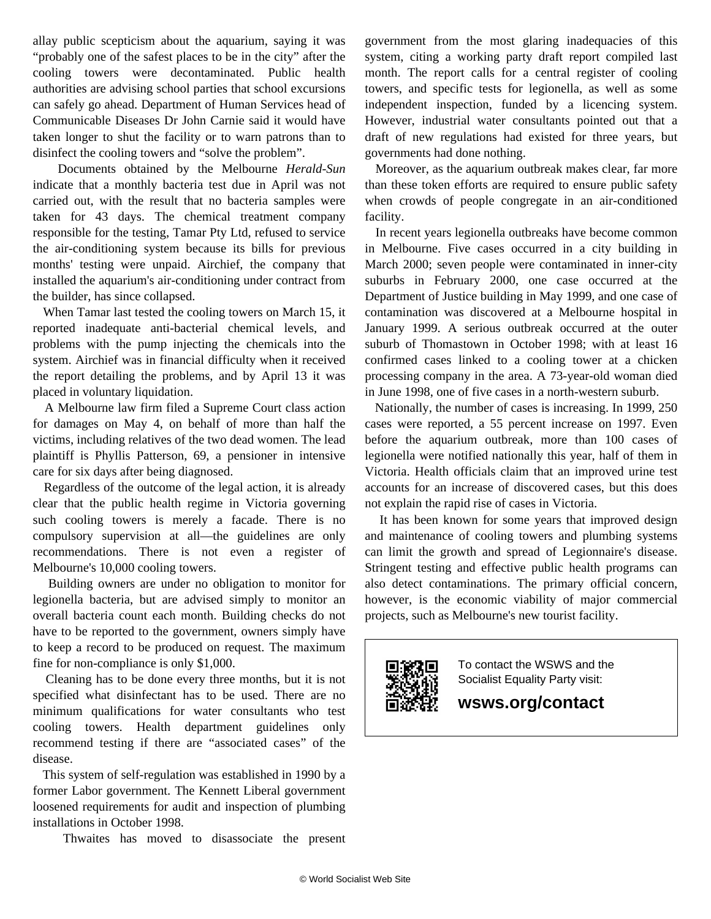allay public scepticism about the aquarium, saying it was "probably one of the safest places to be in the city" after the cooling towers were decontaminated. Public health authorities are advising school parties that school excursions can safely go ahead. Department of Human Services head of Communicable Diseases Dr John Carnie said it would have taken longer to shut the facility or to warn patrons than to disinfect the cooling towers and "solve the problem".

Documents obtained by the Melbourne *Herald-Sun* indicate that a monthly bacteria test due in April was not carried out, with the result that no bacteria samples were taken for 43 days. The chemical treatment company responsible for the testing, Tamar Pty Ltd, refused to service the air-conditioning system because its bills for previous months' testing were unpaid. Airchief, the company that installed the aquarium's air-conditioning under contract from the builder, has since collapsed.

When Tamar last tested the cooling towers on March 15, it reported inadequate anti-bacterial chemical levels, and problems with the pump injecting the chemicals into the system. Airchief was in financial difficulty when it received the report detailing the problems, and by April 13 it was placed in voluntary liquidation.

A Melbourne law firm filed a Supreme Court class action for damages on May 4, on behalf of more than half the victims, including relatives of the two dead women. The lead plaintiff is Phyllis Patterson, 69, a pensioner in intensive care for six days after being diagnosed.

Regardless of the outcome of the legal action, it is already clear that the public health regime in Victoria governing such cooling towers is merely a facade. There is no compulsory supervision at all—the guidelines are only recommendations. There is not even a register of Melbourne's 10,000 cooling towers.

Building owners are under no obligation to monitor for legionella bacteria, but are advised simply to monitor an overall bacteria count each month. Building checks do not have to be reported to the government, owners simply have to keep a record to be produced on request. The maximum fine for non-compliance is only $1,000.

Cleaning has to be done every three months, but it is not specified what disinfectant has to be used. There are no minimum qualifications for water consultants who test cooling towers. Health department guidelines only recommend testing if there are "associated cases" of the disease.

This system of self-regulation was established in 1990 by a former Labor government. The Kennett Liberal government loosened requirements for audit and inspection of plumbing installations in October 1998.

Thwaites has moved to disassociate the present government from the most glaring inadequacies of this system, citing a working party draft report compiled last month. The report calls for a central register of cooling towers, and specific tests for legionella, as well as some independent inspection, funded by a licencing system. However, industrial water consultants pointed out that a draft of new regulations had existed for three years, but governments had done nothing.

Moreover, as the aquarium outbreak makes clear, far more than these token efforts are required to ensure public safety when crowds of people congregate in an air-conditioned facility.

In recent years legionella outbreaks have become common in Melbourne. Five cases occurred in a city building in March 2000; seven people were contaminated in inner-city suburbs in February 2000, one case occurred at the Department of Justice building in May 1999, and one case of contamination was discovered at a Melbourne hospital in January 1999. A serious outbreak occurred at the outer suburb of Thomastown in October 1998; with at least 16 confirmed cases linked to a cooling tower at a chicken processing company in the area. A 73-year-old woman died in June 1998, one of five cases in a north-western suburb.

Nationally, the number of cases is increasing. In 1999, 250 cases were reported, a 55 percent increase on 1997. Even before the aquarium outbreak, more than 100 cases of legionella were notified nationally this year, half of them in Victoria. Health officials claim that an improved urine test accounts for an increase of discovered cases, but this does not explain the rapid rise of cases in Victoria.

It has been known for some years that improved design and maintenance of cooling towers and plumbing systems can limit the growth and spread of Legionnaire's disease. Stringent testing and effective public health programs can also detect contaminations. The primary official concern, however, is the economic viability of major commercial projects, such as Melbourne's new tourist facility.

To contact the WSWS and the Socialist Equality Party visit:

**wsws.org/contact**